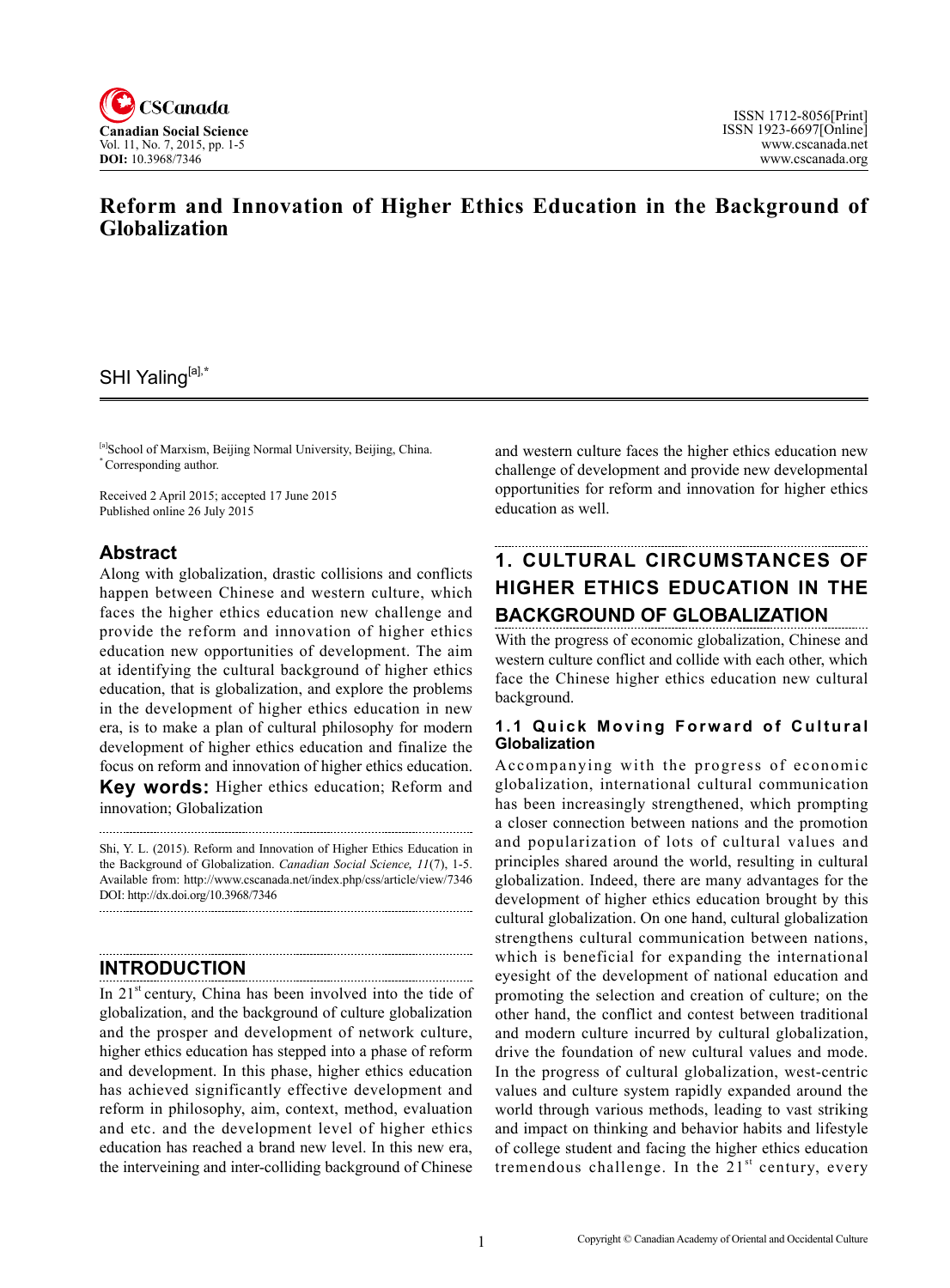# Reform and Innovation of Higher Ethics Education in the Background of Globalization

SHI Yaling[a],*

[a]School of Marxism, Beijing Normal University, Beijing, China.
*Corresponding author.

Received 2 April 2015; accepted 17 June 2015
Published online 26 July 2015

## Abstract

Along with globalization, drastic collisions and conflicts happen between Chinese and western culture, which faces the higher ethics education new challenge and provide the reform and innovation of higher ethics education new opportunities of development. The aim at identifying the cultural background of higher ethics education, that is globalization, and explore the problems in the development of higher ethics education in new era, is to make a plan of cultural philosophy for modern development of higher ethics education and finalize the focus on reform and innovation of higher ethics education.

**Key words:** Higher ethics education; Reform and innovation; Globalization

Shi, Y. L. (2015). Reform and Innovation of Higher Ethics Education in the Background of Globalization. *Canadian Social Science, 11*(7), 1-5. Available from: http://www.cscanada.net/index.php/css/article/view/7346 DOI: http://dx.doi.org/10.3968/7346

## INTRODUCTION

In 21st century, China has been involved into the tide of globalization, and the background of culture globalization and the prosper and development of network culture, higher ethics education has stepped into a phase of reform and development. In this phase, higher ethics education has achieved significantly effective development and reform in philosophy, aim, context, method, evaluation and etc. and the development level of higher ethics education has reached a brand new level. In this new era, the interveining and inter-colliding background of Chinese and western culture faces the higher ethics education new challenge of development and provide new developmental opportunities for reform and innovation for higher ethics education as well.

## 1. CULTURAL CIRCUMSTANCES OF HIGHER ETHICS EDUCATION IN THE BACKGROUND OF GLOBALIZATION

With the progress of economic globalization, Chinese and western culture conflict and collide with each other, which face the Chinese higher ethics education new cultural background.

### 1.1 Quick Moving Forward of Cultural Globalization

Accompanying with the progress of economic globalization, international cultural communication has been increasingly strengthened, which prompting a closer connection between nations and the promotion and popularization of lots of cultural values and principles shared around the world, resulting in cultural globalization. Indeed, there are many advantages for the development of higher ethics education brought by this cultural globalization. On one hand, cultural globalization strengthens cultural communication between nations, which is beneficial for expanding the international eyesight of the development of national education and promoting the selection and creation of culture; on the other hand, the conflict and contest between traditional and modern culture incurred by cultural globalization, drive the foundation of new cultural values and mode. In the progress of cultural globalization, west-centric values and culture system rapidly expanded around the world through various methods, leading to vast striking and impact on thinking and behavior habits and lifestyle of college student and facing the higher ethics education tremendous challenge. In the 21st century, every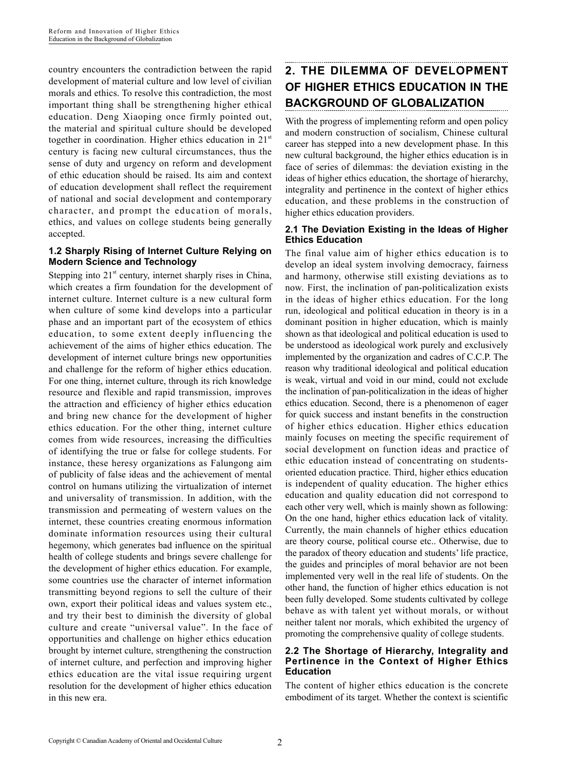country encounters the contradiction between the rapid development of material culture and low level of civilian morals and ethics. To resolve this contradiction, the most important thing shall be strengthening higher ethical education. Deng Xiaoping once firmly pointed out, the material and spiritual culture should be developed together in coordination. Higher ethics education in 21st century is facing new cultural circumstances, thus the sense of duty and urgency on reform and development of ethic education should be raised. Its aim and context of education development shall reflect the requirement of national and social development and contemporary character, and prompt the education of morals, ethics, and values on college students being generally accepted.

### 1.2 Sharply Rising of Internet Culture Relying on Modern Science and Technology

Stepping into 21st century, internet sharply rises in China, which creates a firm foundation for the development of internet culture. Internet culture is a new cultural form when culture of some kind develops into a particular phase and an important part of the ecosystem of ethics education, to some extent deeply influencing the achievement of the aims of higher ethics education. The development of internet culture brings new opportunities and challenge for the reform of higher ethics education. For one thing, internet culture, through its rich knowledge resource and flexible and rapid transmission, improves the attraction and efficiency of higher ethics education and bring new chance for the development of higher ethics education. For the other thing, internet culture comes from wide resources, increasing the difficulties of identifying the true or false for college students. For instance, these heresy organizations as Falungong aim of publicity of false ideas and the achievement of mental control on humans utilizing the virtualization of internet and universality of transmission. In addition, with the transmission and permeating of western values on the internet, these countries creating enormous information dominate information resources using their cultural hegemony, which generates bad influence on the spiritual health of college students and brings severe challenge for the development of higher ethics education. For example, some countries use the character of internet information transmitting beyond regions to sell the culture of their own, export their political ideas and values system etc., and try their best to diminish the diversity of global culture and create "universal value". In the face of opportunities and challenge on higher ethics education brought by internet culture, strengthening the construction of internet culture, and perfection and improving higher ethics education are the vital issue requiring urgent resolution for the development of higher ethics education in this new era.

## 2. THE DILEMMA OF DEVELOPMENT OF HIGHER ETHICS EDUCATION IN THE BACKGROUND OF GLOBALIZATION

With the progress of implementing reform and open policy and modern construction of socialism, Chinese cultural career has stepped into a new development phase. In this new cultural background, the higher ethics education is in face of series of dilemmas: the deviation existing in the ideas of higher ethics education, the shortage of hierarchy, integrality and pertinence in the context of higher ethics education, and these problems in the construction of higher ethics education providers.

### 2.1 The Deviation Existing in the Ideas of Higher Ethics Education

The final value aim of higher ethics education is to develop an ideal system involving democracy, fairness and harmony, otherwise still existing deviations as to now. First, the inclination of pan-politicalization exists in the ideas of higher ethics education. For the long run, ideological and political education in theory is in a dominant position in higher education, which is mainly shown as that ideological and political education is used to be understood as ideological work purely and exclusively implemented by the organization and cadres of C.C.P. The reason why traditional ideological and political education is weak, virtual and void in our mind, could not exclude the inclination of pan-politicalization in the ideas of higher ethics education. Second, there is a phenomenon of eager for quick success and instant benefits in the construction of higher ethics education. Higher ethics education mainly focuses on meeting the specific requirement of social development on function ideas and practice of ethic education instead of concentrating on students-oriented education practice. Third, higher ethics education is independent of quality education. The higher ethics education and quality education did not correspond to each other very well, which is mainly shown as following: On the one hand, higher ethics education lack of vitality. Currently, the main channels of higher ethics education are theory course, political course etc.. Otherwise, due to the paradox of theory education and students' life practice, the guides and principles of moral behavior are not been implemented very well in the real life of students. On the other hand, the function of higher ethics education is not been fully developed. Some students cultivated by college behave as with talent yet without morals, or without neither talent nor morals, which exhibited the urgency of promoting the comprehensive quality of college students.

### 2.2 The Shortage of Hierarchy, Integrality and Pertinence in the Context of Higher Ethics Education

The content of higher ethics education is the concrete embodiment of its target. Whether the context is scientific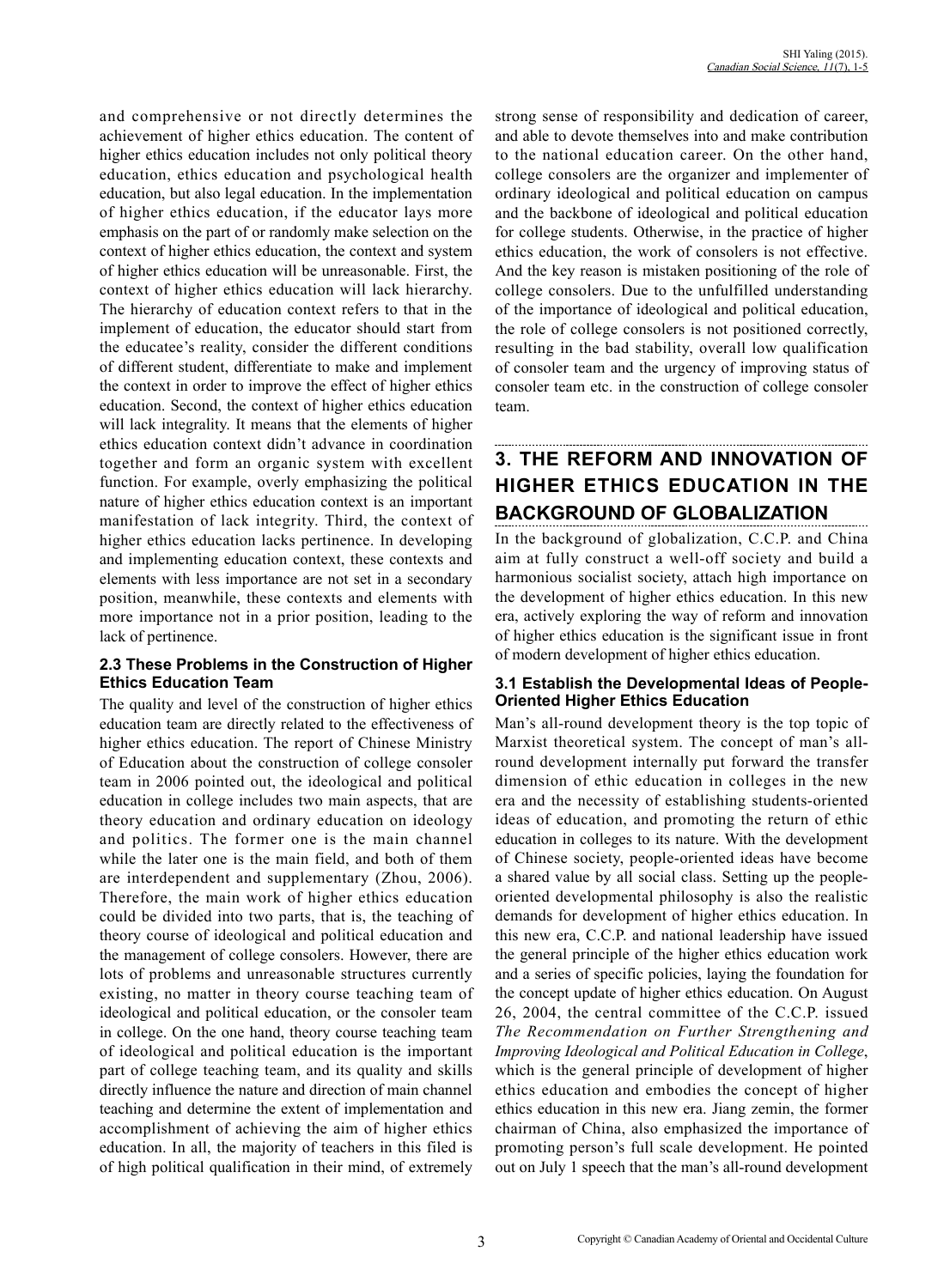and comprehensive or not directly determines the achievement of higher ethics education. The content of higher ethics education includes not only political theory education, ethics education and psychological health education, but also legal education. In the implementation of higher ethics education, if the educator lays more emphasis on the part of or randomly make selection on the context of higher ethics education, the context and system of higher ethics education will be unreasonable. First, the context of higher ethics education will lack hierarchy. The hierarchy of education context refers to that in the implement of education, the educator should start from the educatee's reality, consider the different conditions of different student, differentiate to make and implement the context in order to improve the effect of higher ethics education. Second, the context of higher ethics education will lack integrality. It means that the elements of higher ethics education context didn't advance in coordination together and form an organic system with excellent function. For example, overly emphasizing the political nature of higher ethics education context is an important manifestation of lack integrity. Third, the context of higher ethics education lacks pertinence. In developing and implementing education context, these contexts and elements with less importance are not set in a secondary position, meanwhile, these contexts and elements with more importance not in a prior position, leading to the lack of pertinence.

### 2.3 These Problems in the Construction of Higher Ethics Education Team

The quality and level of the construction of higher ethics education team are directly related to the effectiveness of higher ethics education. The report of Chinese Ministry of Education about the construction of college consoler team in 2006 pointed out, the ideological and political education in college includes two main aspects, that are theory education and ordinary education on ideology and politics. The former one is the main channel while the later one is the main field, and both of them are interdependent and supplementary (Zhou, 2006). Therefore, the main work of higher ethics education could be divided into two parts, that is, the teaching of theory course of ideological and political education and the management of college consolers. However, there are lots of problems and unreasonable structures currently existing, no matter in theory course teaching team of ideological and political education, or the consoler team in college. On the one hand, theory course teaching team of ideological and political education is the important part of college teaching team, and its quality and skills directly influence the nature and direction of main channel teaching and determine the extent of implementation and accomplishment of achieving the aim of higher ethics education. In all, the majority of teachers in this filed is of high political qualification in their mind, of extremely strong sense of responsibility and dedication of career, and able to devote themselves into and make contribution to the national education career. On the other hand, college consolers are the organizer and implementer of ordinary ideological and political education on campus and the backbone of ideological and political education for college students. Otherwise, in the practice of higher ethics education, the work of consolers is not effective. And the key reason is mistaken positioning of the role of college consolers. Due to the unfulfilled understanding of the importance of ideological and political education, the role of college consolers is not positioned correctly, resulting in the bad stability, overall low qualification of consoler team and the urgency of improving status of consoler team etc. in the construction of college consoler team.

## 3. THE REFORM AND INNOVATION OF HIGHER ETHICS EDUCATION IN THE BACKGROUND OF GLOBALIZATION

In the background of globalization, C.C.P. and China aim at fully construct a well-off society and build a harmonious socialist society, attach high importance on the development of higher ethics education. In this new era, actively exploring the way of reform and innovation of higher ethics education is the significant issue in front of modern development of higher ethics education.

### 3.1 Establish the Developmental Ideas of People-Oriented Higher Ethics Education

Man's all-round development theory is the top topic of Marxist theoretical system. The concept of man's all-round development internally put forward the transfer dimension of ethic education in colleges in the new era and the necessity of establishing students-oriented ideas of education, and promoting the return of ethic education in colleges to its nature. With the development of Chinese society, people-oriented ideas have become a shared value by all social class. Setting up the people-oriented developmental philosophy is also the realistic demands for development of higher ethics education. In this new era, C.C.P. and national leadership have issued the general principle of the higher ethics education work and a series of specific policies, laying the foundation for the concept update of higher ethics education. On August 26, 2004, the central committee of the C.C.P. issued *The Recommendation on Further Strengthening and Improving Ideological and Political Education in College*, which is the general principle of development of higher ethics education and embodies the concept of higher ethics education in this new era. Jiang zemin, the former chairman of China, also emphasized the importance of promoting person's full scale development. He pointed out on July 1 speech that the man's all-round development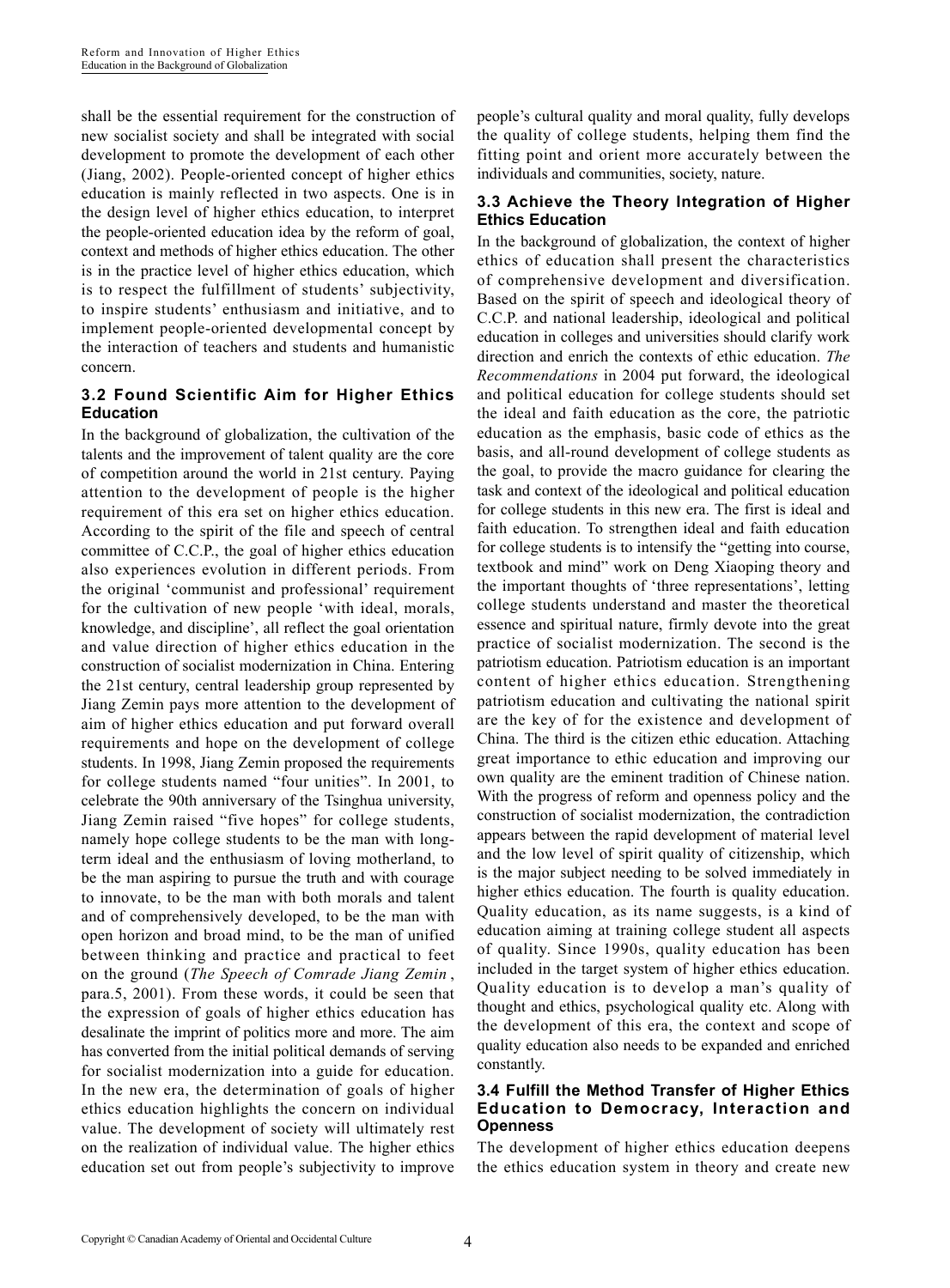shall be the essential requirement for the construction of new socialist society and shall be integrated with social development to promote the development of each other (Jiang, 2002). People-oriented concept of higher ethics education is mainly reflected in two aspects. One is in the design level of higher ethics education, to interpret the people-oriented education idea by the reform of goal, context and methods of higher ethics education. The other is in the practice level of higher ethics education, which is to respect the fulfillment of students' subjectivity, to inspire students' enthusiasm and initiative, and to implement people-oriented developmental concept by the interaction of teachers and students and humanistic concern.

### 3.2 Found Scientific Aim for Higher Ethics Education

In the background of globalization, the cultivation of the talents and the improvement of talent quality are the core of competition around the world in 21st century. Paying attention to the development of people is the higher requirement of this era set on higher ethics education. According to the spirit of the file and speech of central committee of C.C.P., the goal of higher ethics education also experiences evolution in different periods. From the original 'communist and professional' requirement for the cultivation of new people 'with ideal, morals, knowledge, and discipline', all reflect the goal orientation and value direction of higher ethics education in the construction of socialist modernization in China. Entering the 21st century, central leadership group represented by Jiang Zemin pays more attention to the development of aim of higher ethics education and put forward overall requirements and hope on the development of college students. In 1998, Jiang Zemin proposed the requirements for college students named "four unities". In 2001, to celebrate the 90th anniversary of the Tsinghua university, Jiang Zemin raised "five hopes" for college students, namely hope college students to be the man with long-term ideal and the enthusiasm of loving motherland, to be the man aspiring to pursue the truth and with courage to innovate, to be the man with both morals and talent and of comprehensively developed, to be the man with open horizon and broad mind, to be the man of unified between thinking and practice and practical to feet on the ground (*The Speech of Comrade Jiang Zemin* , para.5, 2001). From these words, it could be seen that the expression of goals of higher ethics education has desalinate the imprint of politics more and more. The aim has converted from the initial political demands of serving for socialist modernization into a guide for education. In the new era, the determination of goals of higher ethics education highlights the concern on individual value. The development of society will ultimately rest on the realization of individual value. The higher ethics education set out from people's subjectivity to improve people's cultural quality and moral quality, fully develops the quality of college students, helping them find the fitting point and orient more accurately between the individuals and communities, society, nature.

### 3.3 Achieve the Theory Integration of Higher Ethics Education

In the background of globalization, the context of higher ethics of education shall present the characteristics of comprehensive development and diversification. Based on the spirit of speech and ideological theory of C.C.P. and national leadership, ideological and political education in colleges and universities should clarify work direction and enrich the contexts of ethic education. *The Recommendations* in 2004 put forward, the ideological and political education for college students should set the ideal and faith education as the core, the patriotic education as the emphasis, basic code of ethics as the basis, and all-round development of college students as the goal, to provide the macro guidance for clearing the task and context of the ideological and political education for college students in this new era. The first is ideal and faith education. To strengthen ideal and faith education for college students is to intensify the "getting into course, textbook and mind" work on Deng Xiaoping theory and the important thoughts of 'three representations', letting college students understand and master the theoretical essence and spiritual nature, firmly devote into the great practice of socialist modernization. The second is the patriotism education. Patriotism education is an important content of higher ethics education. Strengthening patriotism education and cultivating the national spirit are the key of for the existence and development of China. The third is the citizen ethic education. Attaching great importance to ethic education and improving our own quality are the eminent tradition of Chinese nation. With the progress of reform and openness policy and the construction of socialist modernization, the contradiction appears between the rapid development of material level and the low level of spirit quality of citizenship, which is the major subject needing to be solved immediately in higher ethics education. The fourth is quality education. Quality education, as its name suggests, is a kind of education aiming at training college student all aspects of quality. Since 1990s, quality education has been included in the target system of higher ethics education. Quality education is to develop a man's quality of thought and ethics, psychological quality etc. Along with the development of this era, the context and scope of quality education also needs to be expanded and enriched constantly.

### 3.4 Fulfill the Method Transfer of Higher Ethics Education to Democracy, Interaction and Openness

The development of higher ethics education deepens the ethics education system in theory and create new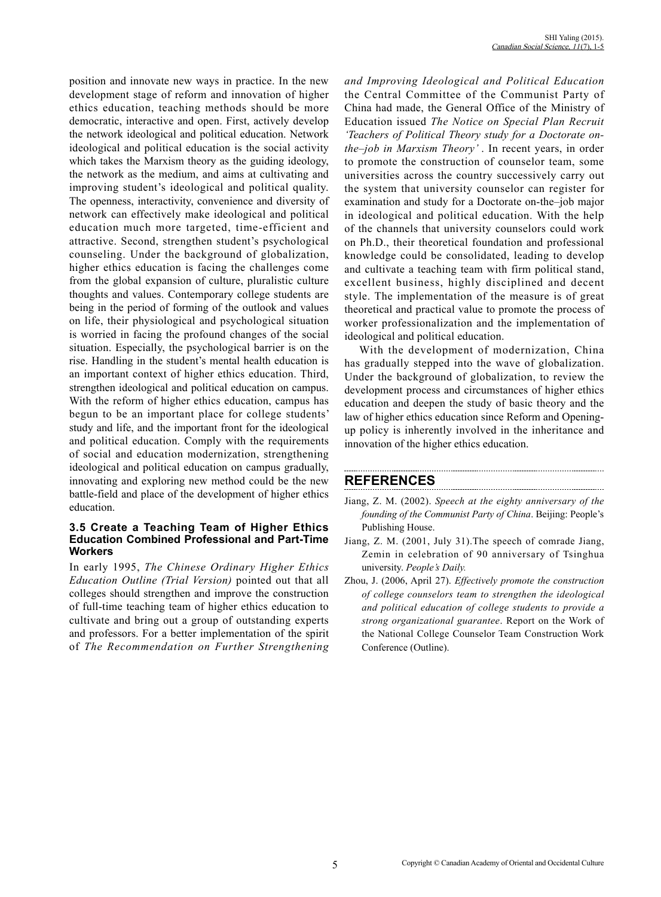position and innovate new ways in practice. In the new development stage of reform and innovation of higher ethics education, teaching methods should be more democratic, interactive and open. First, actively develop the network ideological and political education. Network ideological and political education is the social activity which takes the Marxism theory as the guiding ideology, the network as the medium, and aims at cultivating and improving student's ideological and political quality. The openness, interactivity, convenience and diversity of network can effectively make ideological and political education much more targeted, time-efficient and attractive. Second, strengthen student's psychological counseling. Under the background of globalization, higher ethics education is facing the challenges come from the global expansion of culture, pluralistic culture thoughts and values. Contemporary college students are being in the period of forming of the outlook and values on life, their physiological and psychological situation is worried in facing the profound changes of the social situation. Especially, the psychological barrier is on the rise. Handling in the student's mental health education is an important context of higher ethics education. Third, strengthen ideological and political education on campus. With the reform of higher ethics education, campus has begun to be an important place for college students' study and life, and the important front for the ideological and political education. Comply with the requirements of social and education modernization, strengthening ideological and political education on campus gradually, innovating and exploring new method could be the new battle-field and place of the development of higher ethics education.

### 3.5 Create a Teaching Team of Higher Ethics Education Combined Professional and Part-Time Workers

In early 1995, *The Chinese Ordinary Higher Ethics Education Outline (Trial Version)* pointed out that all colleges should strengthen and improve the construction of full-time teaching team of higher ethics education to cultivate and bring out a group of outstanding experts and professors. For a better implementation of the spirit of *The Recommendation on Further Strengthening and Improving Ideological and Political Education* the Central Committee of the Communist Party of China had made, the General Office of the Ministry of Education issued *The Notice on Special Plan Recruit 'Teachers of Political Theory study for a Doctorate on-the–job in Marxism Theory'* . In recent years, in order to promote the construction of counselor team, some universities across the country successively carry out the system that university counselor can register for examination and study for a Doctorate on-the–job major in ideological and political education. With the help of the channels that university counselors could work on Ph.D., their theoretical foundation and professional knowledge could be consolidated, leading to develop and cultivate a teaching team with firm political stand, excellent business, highly disciplined and decent style. The implementation of the measure is of great theoretical and practical value to promote the process of worker professionalization and the implementation of ideological and political education.

With the development of modernization, China has gradually stepped into the wave of globalization. Under the background of globalization, to review the development process and circumstances of higher ethics education and deepen the study of basic theory and the law of higher ethics education since Reform and Opening-up policy is inherently involved in the inheritance and innovation of the higher ethics education.

## REFERENCES

Jiang, Z. M. (2002). *Speech at the eighty anniversary of the founding of the Communist Party of China*. Beijing: People's Publishing House.

Jiang, Z. M. (2001, July 31).The speech of comrade Jiang, Zemin in celebration of 90 anniversary of Tsinghua university. *People's Daily.*

Zhou, J. (2006, April 27). *Effectively promote the construction of college counselors team to strengthen the ideological and political education of college students to provide a strong organizational guarantee*. Report on the Work of the National College Counselor Team Construction Work Conference (Outline).